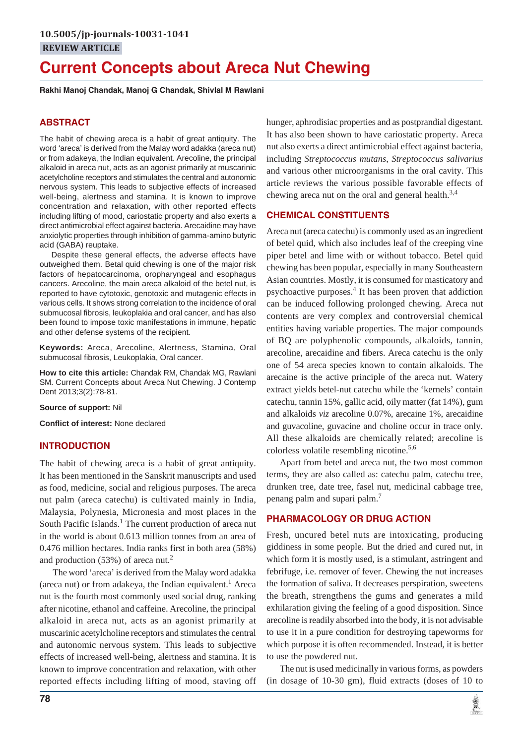10.5005/jp-journals-10031-1041

**REVIEW ARTICLE**

# Current Concepts about Areca Nut Chewing

**Rakhi Manoj Chandak, Manoj G Chandak, Shivlal M Rawlani**

## ABSTRACT

The habit of chewing areca is a habit of great antiquity. The word 'areca' is derived from the Malay word adakka (areca nut) or from adakeya, the Indian equivalent. Arecoline, the principal alkaloid in areca nut, acts as an agonist primarily at muscarinic acetylcholine receptors and stimulates the central and autonomic nervous system. This leads to subjective effects of increased well-being, alertness and stamina. It is known to improve concentration and relaxation, with other reported effects including lifting of mood, cariostatic property and also exerts a direct antimicrobial effect against bacteria. Arecaidine may have anxiolytic properties through inhibition of gamma-amino butyric acid (GABA) reuptake.

Despite these general effects, the adverse effects have outweighed them. Betal quid chewing is one of the major risk factors of hepatocarcinoma, oropharyngeal and esophagus cancers. Arecoline, the main areca alkaloid of the betel nut, is reported to have cytotoxic, genotoxic and mutagenic effects in various cells. It shows strong correlation to the incidence of oral submucosal fibrosis, leukoplakia and oral cancer, and has also been found to impose toxic manifestations in immune, hepatic and other defense systems of the recipient.

**Keywords:** Areca, Arecoline, Alertness, Stamina, Oral submucosal fibrosis, Leukoplakia, Oral cancer.

**How to cite this article:** Chandak RM, Chandak MG, Rawlani SM. Current Concepts about Areca Nut Chewing. J Contemp Dent 2013;3(2):78-81.

**Source of support:** Nil

**Conflict of interest:** None declared

## INTRODUCTION

The habit of chewing areca is a habit of great antiquity. It has been mentioned in the Sanskrit manuscripts and used as food, medicine, social and religious purposes. The areca nut palm (areca catechu) is cultivated mainly in India, Malaysia, Polynesia, Micronesia and most places in the South Pacific Islands.[1] The current production of areca nut in the world is about 0.613 million tonnes from an area of 0.476 million hectares. India ranks first in both area (58%) and production (53%) of areca nut.[2]

The word 'areca' is derived from the Malay word adakka (areca nut) or from adakeya, the Indian equivalent.[1] Areca nut is the fourth most commonly used social drug, ranking after nicotine, ethanol and caffeine. Arecoline, the principal alkaloid in areca nut, acts as an agonist primarily at muscarinic acetylcholine receptors and stimulates the central and autonomic nervous system. This leads to subjective effects of increased well-being, alertness and stamina. It is known to improve concentration and relaxation, with other reported effects including lifting of mood, staving off hunger, aphrodisiac properties and as postprandial digestant. It has also been shown to have cariostatic property. Areca nut also exerts a direct antimicrobial effect against bacteria, including *Streptococcus mutans*, *Streptococcus salivarius* and various other microorganisms in the oral cavity. This article reviews the various possible favorable effects of chewing areca nut on the oral and general health.[3,4]

## CHEMICAL CONSTITUENTS

Areca nut (areca catechu) is commonly used as an ingredient of betel quid, which also includes leaf of the creeping vine piper betel and lime with or without tobacco. Betel quid chewing has been popular, especially in many Southeastern Asian countries. Mostly, it is consumed for masticatory and psychoactive purposes.[4] It has been proven that addiction can be induced following prolonged chewing. Areca nut contents are very complex and controversial chemical entities having variable properties. The major compounds of BQ are polyphenolic compounds, alkaloids, tannin, arecoline, arecaidine and fibers. Areca catechu is the only one of 54 areca species known to contain alkaloids. The arecaine is the active principle of the areca nut. Watery extract yields betel-nut catechu while the 'kernels' contain catechu, tannin 15%, gallic acid, oily matter (fat 14%), gum and alkaloids *viz* arecoline 0.07%, arecaine 1%, arecaidine and guvacoline, guvacine and choline occur in trace only. All these alkaloids are chemically related; arecoline is colorless volatile resembling nicotine.[5,6]

Apart from betel and areca nut, the two most common terms, they are also called as: catechu palm, catechu tree, drunken tree, date tree, fasel nut, medicinal cabbage tree, penang palm and supari palm.[7]

## PHARMACOLOGY OR DRUG ACTION

Fresh, uncured betel nuts are intoxicating, producing giddiness in some people. But the dried and cured nut, in which form it is mostly used, is a stimulant, astringent and febrifuge, i.e. remover of fever. Chewing the nut increases the formation of saliva. It decreases perspiration, sweetens the breath, strengthens the gums and generates a mild exhilaration giving the feeling of a good disposition. Since arecoline is readily absorbed into the body, it is not advisable to use it in a pure condition for destroying tapeworms for which purpose it is often recommended. Instead, it is better to use the powdered nut.

The nut is used medicinally in various forms, as powders (in dosage of 10-30 gm), fluid extracts (doses of 10 to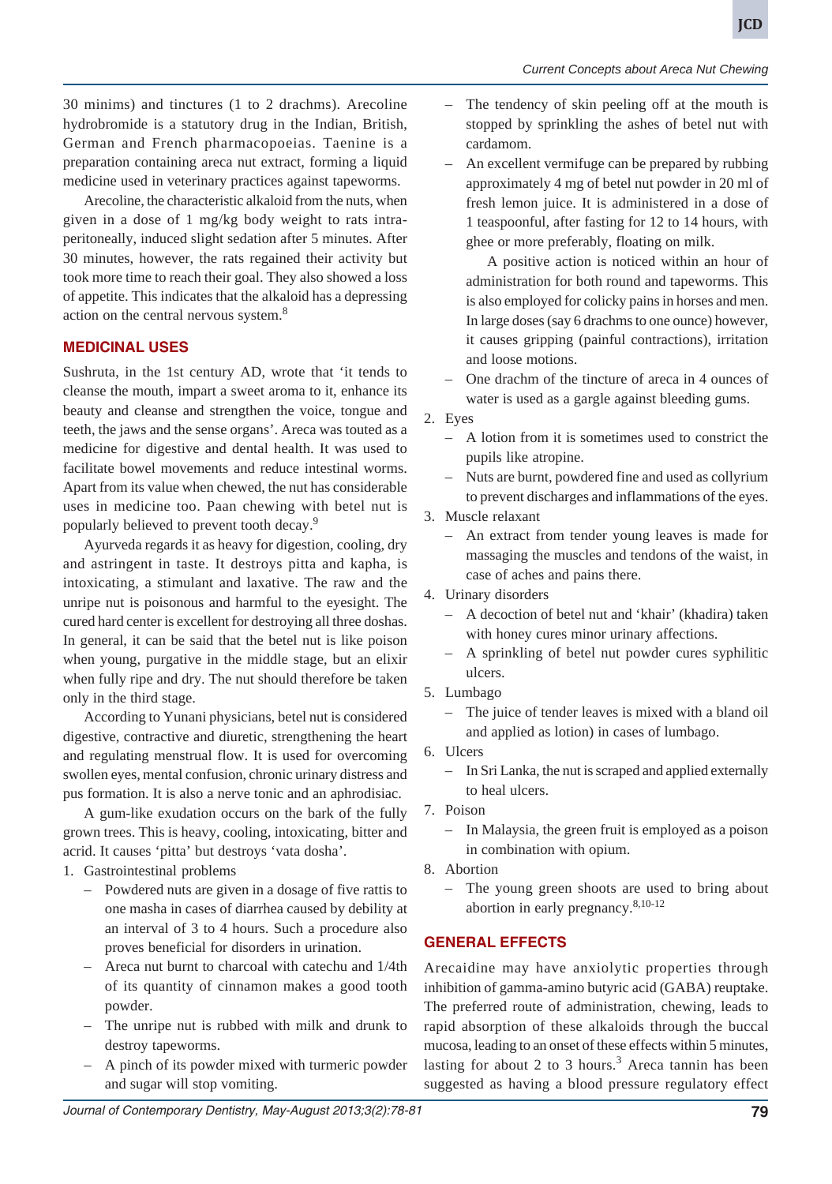30 minims) and tinctures (1 to 2 drachms). Arecoline hydrobromide is a statutory drug in the Indian, British, German and French pharmacopoeias. Taenine is a preparation containing areca nut extract, forming a liquid medicine used in veterinary practices against tapeworms.

Arecoline, the characteristic alkaloid from the nuts, when given in a dose of 1 mg/kg body weight to rats intraperitoneally, induced slight sedation after 5 minutes. After 30 minutes, however, the rats regained their activity but took more time to reach their goal. They also showed a loss of appetite. This indicates that the alkaloid has a depressing action on the central nervous system.[8]

## MEDICINAL USES

Sushruta, in the 1st century AD, wrote that 'it tends to cleanse the mouth, impart a sweet aroma to it, enhance its beauty and cleanse and strengthen the voice, tongue and teeth, the jaws and the sense organs'. Areca was touted as a medicine for digestive and dental health. It was used to facilitate bowel movements and reduce intestinal worms. Apart from its value when chewed, the nut has considerable uses in medicine too. Paan chewing with betel nut is popularly believed to prevent tooth decay.[9]

Ayurveda regards it as heavy for digestion, cooling, dry and astringent in taste. It destroys pitta and kapha, is intoxicating, a stimulant and laxative. The raw and the unripe nut is poisonous and harmful to the eyesight. The cured hard center is excellent for destroying all three doshas. In general, it can be said that the betel nut is like poison when young, purgative in the middle stage, but an elixir when fully ripe and dry. The nut should therefore be taken only in the third stage.

According to Yunani physicians, betel nut is considered digestive, contractive and diuretic, strengthening the heart and regulating menstrual flow. It is used for overcoming swollen eyes, mental confusion, chronic urinary distress and pus formation. It is also a nerve tonic and an aphrodisiac.

A gum-like exudation occurs on the bark of the fully grown trees. This is heavy, cooling, intoxicating, bitter and acrid. It causes 'pitta' but destroys 'vata dosha'.

1. Gastrointestinal problems
   - Powdered nuts are given in a dosage of five rattis to one masha in cases of diarrhea caused by debility at an interval of 3 to 4 hours. Such a procedure also proves beneficial for disorders in urination.
   - Areca nut burnt to charcoal with catechu and 1/4th of its quantity of cinnamon makes a good tooth powder.
   - The unripe nut is rubbed with milk and drunk to destroy tapeworms.
   - A pinch of its powder mixed with turmeric powder and sugar will stop vomiting.
   - The tendency of skin peeling off at the mouth is stopped by sprinkling the ashes of betel nut with cardamom.
   - An excellent vermifuge can be prepared by rubbing approximately 4 mg of betel nut powder in 20 ml of fresh lemon juice. It is administered in a dose of 1 teaspoonful, after fasting for 12 to 14 hours, with ghee or more preferably, floating on milk.

     A positive action is noticed within an hour of administration for both round and tapeworms. This is also employed for colicky pains in horses and men. In large doses (say 6 drachms to one ounce) however, it causes gripping (painful contractions), irritation and loose motions.
   - One drachm of the tincture of areca in 4 ounces of water is used as a gargle against bleeding gums.
2. Eyes
   - A lotion from it is sometimes used to constrict the pupils like atropine.
   - Nuts are burnt, powdered fine and used as collyrium to prevent discharges and inflammations of the eyes.
3. Muscle relaxant
   - An extract from tender young leaves is made for massaging the muscles and tendons of the waist, in case of aches and pains there.
4. Urinary disorders
   - A decoction of betel nut and 'khair' (khadira) taken with honey cures minor urinary affections.
   - A sprinkling of betel nut powder cures syphilitic ulcers.
5. Lumbago
   - The juice of tender leaves is mixed with a bland oil and applied as lotion) in cases of lumbago.
6. Ulcers
   - In Sri Lanka, the nut is scraped and applied externally to heal ulcers.
7. Poison
   - In Malaysia, the green fruit is employed as a poison in combination with opium.
8. Abortion
   - The young green shoots are used to bring about abortion in early pregnancy.[8,10-12]

## GENERAL EFFECTS

Arecaidine may have anxiolytic properties through inhibition of gamma-amino butyric acid (GABA) reuptake. The preferred route of administration, chewing, leads to rapid absorption of these alkaloids through the buccal mucosa, leading to an onset of these effects within 5 minutes, lasting for about 2 to 3 hours.[3] Areca tannin has been suggested as having a blood pressure regulatory effect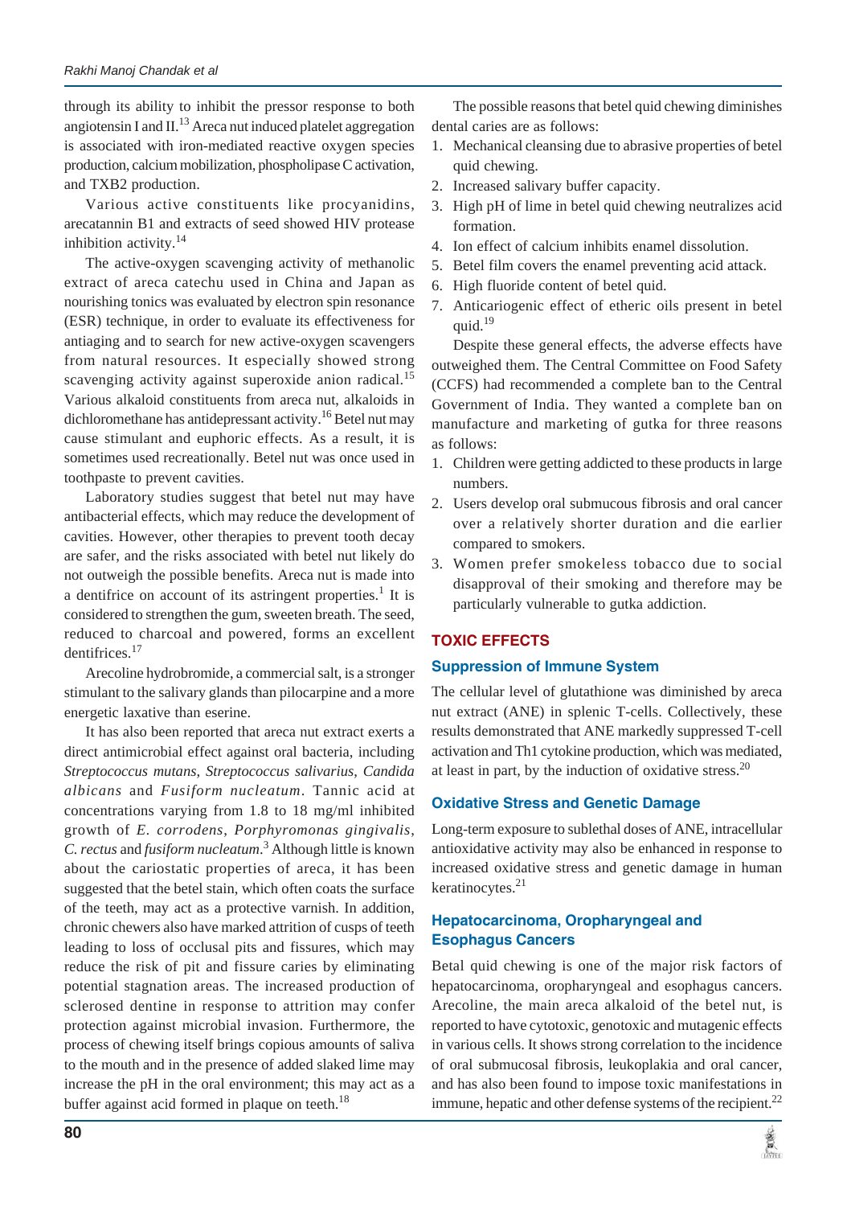through its ability to inhibit the pressor response to both angiotensin I and II.[13] Areca nut induced platelet aggregation is associated with iron-mediated reactive oxygen species production, calcium mobilization, phospholipase C activation, and TXB2 production.

Various active constituents like procyanidins, arecatannin B1 and extracts of seed showed HIV protease inhibition activity.[14]

The active-oxygen scavenging activity of methanolic extract of areca catechu used in China and Japan as nourishing tonics was evaluated by electron spin resonance (ESR) technique, in order to evaluate its effectiveness for antiaging and to search for new active-oxygen scavengers from natural resources. It especially showed strong scavenging activity against superoxide anion radical.[15] Various alkaloid constituents from areca nut, alkaloids in dichloromethane has antidepressant activity.[16] Betel nut may cause stimulant and euphoric effects. As a result, it is sometimes used recreationally. Betel nut was once used in toothpaste to prevent cavities.

Laboratory studies suggest that betel nut may have antibacterial effects, which may reduce the development of cavities. However, other therapies to prevent tooth decay are safer, and the risks associated with betel nut likely do not outweigh the possible benefits. Areca nut is made into a dentifrice on account of its astringent properties.[1] It is considered to strengthen the gum, sweeten breath. The seed, reduced to charcoal and powered, forms an excellent dentifrices.[17]

Arecoline hydrobromide, a commercial salt, is a stronger stimulant to the salivary glands than pilocarpine and a more energetic laxative than eserine.

It has also been reported that areca nut extract exerts a direct antimicrobial effect against oral bacteria, including *Streptococcus mutans, Streptococcus salivarius, Candida albicans* and *Fusiform nucleatum*. Tannic acid at concentrations varying from 1.8 to 18 mg/ml inhibited growth of *E. corrodens*, *Porphyromonas gingivalis*, *C. rectus* and *fusiform nucleatum*.[3] Although little is known about the cariostatic properties of areca, it has been suggested that the betel stain, which often coats the surface of the teeth, may act as a protective varnish. In addition, chronic chewers also have marked attrition of cusps of teeth leading to loss of occlusal pits and fissures, which may reduce the risk of pit and fissure caries by eliminating potential stagnation areas. The increased production of sclerosed dentine in response to attrition may confer protection against microbial invasion. Furthermore, the process of chewing itself brings copious amounts of saliva to the mouth and in the presence of added slaked lime may increase the pH in the oral environment; this may act as a buffer against acid formed in plaque on teeth.[18]

The possible reasons that betel quid chewing diminishes dental caries are as follows:

1. Mechanical cleansing due to abrasive properties of betel quid chewing.
2. Increased salivary buffer capacity.
3. High pH of lime in betel quid chewing neutralizes acid formation.
4. Ion effect of calcium inhibits enamel dissolution.
5. Betel film covers the enamel preventing acid attack.
6. High fluoride content of betel quid.
7. Anticariogenic effect of etheric oils present in betel quid.[19]

Despite these general effects, the adverse effects have outweighed them. The Central Committee on Food Safety (CCFS) had recommended a complete ban to the Central Government of India. They wanted a complete ban on manufacture and marketing of gutka for three reasons as follows:

1. Children were getting addicted to these products in large numbers.
2. Users develop oral submucous fibrosis and oral cancer over a relatively shorter duration and die earlier compared to smokers.
3. Women prefer smokeless tobacco due to social disapproval of their smoking and therefore may be particularly vulnerable to gutka addiction.

## TOXIC EFFECTS

### Suppression of Immune System

The cellular level of glutathione was diminished by areca nut extract (ANE) in splenic T-cells. Collectively, these results demonstrated that ANE markedly suppressed T-cell activation and Th1 cytokine production, which was mediated, at least in part, by the induction of oxidative stress.[20]

### Oxidative Stress and Genetic Damage

Long-term exposure to sublethal doses of ANE, intracellular antioxidative activity may also be enhanced in response to increased oxidative stress and genetic damage in human keratinocytes.[21]

### Hepatocarcinoma, Oropharyngeal and Esophagus Cancers

Betal quid chewing is one of the major risk factors of hepatocarcinoma, oropharyngeal and esophagus cancers. Arecoline, the main areca alkaloid of the betel nut, is reported to have cytotoxic, genotoxic and mutagenic effects in various cells. It shows strong correlation to the incidence of oral submucosal fibrosis, leukoplakia and oral cancer, and has also been found to impose toxic manifestations in immune, hepatic and other defense systems of the recipient.[22]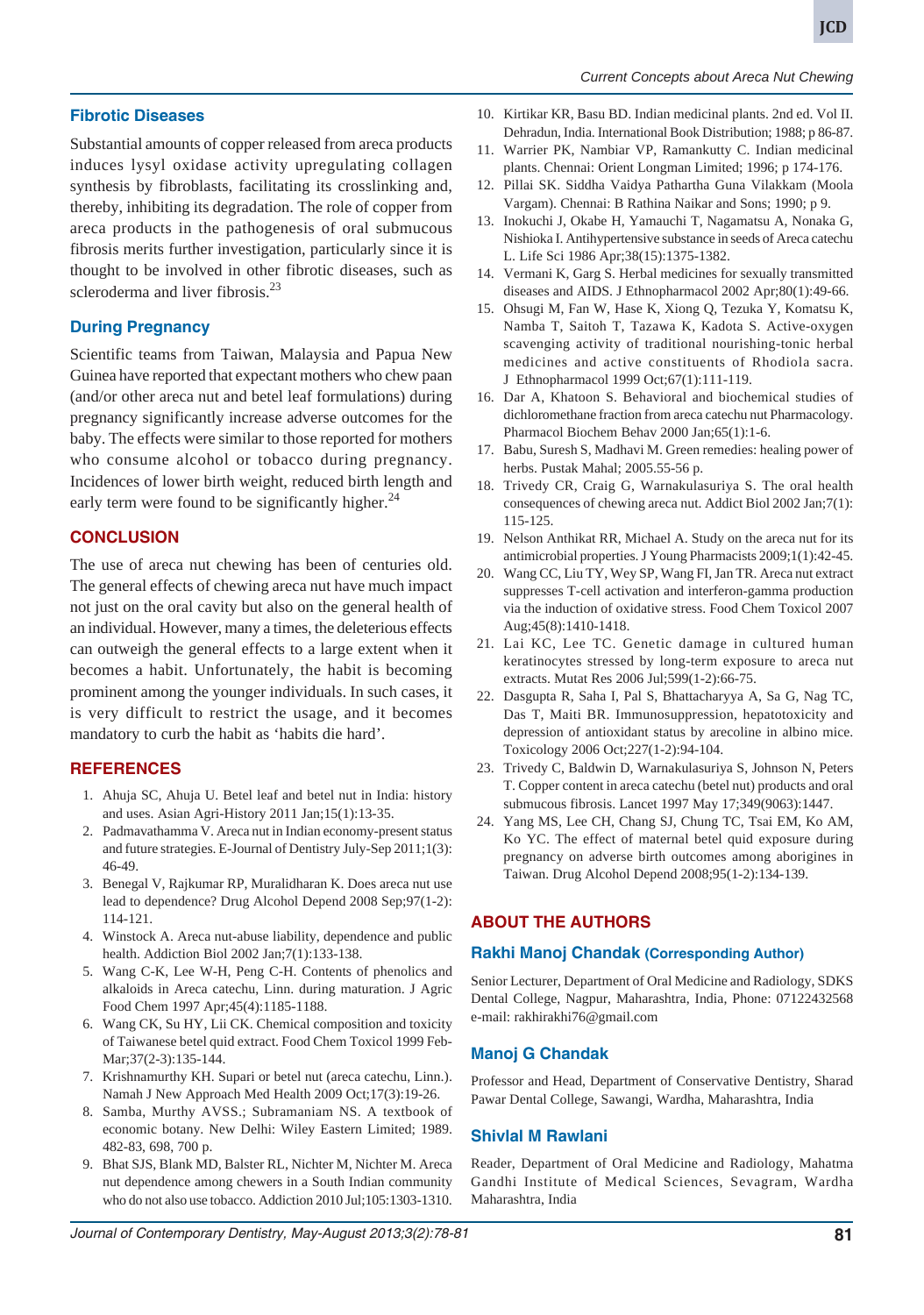## Fibrotic Diseases

Substantial amounts of copper released from areca products induces lysyl oxidase activity upregulating collagen synthesis by fibroblasts, facilitating its crosslinking and, thereby, inhibiting its degradation. The role of copper from areca products in the pathogenesis of oral submucous fibrosis merits further investigation, particularly since it is thought to be involved in other fibrotic diseases, such as scleroderma and liver fibrosis.[23]

## During Pregnancy

Scientific teams from Taiwan, Malaysia and Papua New Guinea have reported that expectant mothers who chew paan (and/or other areca nut and betel leaf formulations) during pregnancy significantly increase adverse outcomes for the baby. The effects were similar to those reported for mothers who consume alcohol or tobacco during pregnancy. Incidences of lower birth weight, reduced birth length and early term were found to be significantly higher.[24]

## CONCLUSION

The use of areca nut chewing has been of centuries old. The general effects of chewing areca nut have much impact not just on the oral cavity but also on the general health of an individual. However, many a times, the deleterious effects can outweigh the general effects to a large extent when it becomes a habit. Unfortunately, the habit is becoming prominent among the younger individuals. In such cases, it is very difficult to restrict the usage, and it becomes mandatory to curb the habit as 'habits die hard'.

## REFERENCES

1. Ahuja SC, Ahuja U. Betel leaf and betel nut in India: history and uses. Asian Agri-History 2011 Jan;15(1):13-35.
2. Padmavathamma V. Areca nut in Indian economy-present status and future strategies. E-Journal of Dentistry July-Sep 2011;1(3): 46-49.
3. Benegal V, Rajkumar RP, Muralidharan K. Does areca nut use lead to dependence? Drug Alcohol Depend 2008 Sep;97(1-2): 114-121.
4. Winstock A. Areca nut-abuse liability, dependence and public health. Addiction Biol 2002 Jan;7(1):133-138.
5. Wang C-K, Lee W-H, Peng C-H. Contents of phenolics and alkaloids in Areca catechu, Linn. during maturation. J Agric Food Chem 1997 Apr;45(4):1185-1188.
6. Wang CK, Su HY, Lii CK. Chemical composition and toxicity of Taiwanese betel quid extract. Food Chem Toxicol 1999 Feb-Mar;37(2-3):135-144.
7. Krishnamurthy KH. Supari or betel nut (areca catechu, Linn.). Namah J New Approach Med Health 2009 Oct;17(3):19-26.
8. Samba, Murthy AVSS.; Subramaniam NS. A textbook of economic botany. New Delhi: Wiley Eastern Limited; 1989. 482-83, 698, 700 p.
9. Bhat SJS, Blank MD, Balster RL, Nichter M, Nichter M. Areca nut dependence among chewers in a South Indian community who do not also use tobacco. Addiction 2010 Jul;105:1303-1310.
10. Kirtikar KR, Basu BD. Indian medicinal plants. 2nd ed. Vol II. Dehradun, India. International Book Distribution; 1988; p 86-87.
11. Warrier PK, Nambiar VP, Ramankutty C. Indian medicinal plants. Chennai: Orient Longman Limited; 1996; p 174-176.
12. Pillai SK. Siddha Vaidya Pathartha Guna Vilakkam (Moola Vargam). Chennai: B Rathina Naikar and Sons; 1990; p 9.
13. Inokuchi J, Okabe H, Yamauchi T, Nagamatsu A, Nonaka G, Nishioka I. Antihypertensive substance in seeds of Areca catechu L. Life Sci 1986 Apr;38(15):1375-1382.
14. Vermani K, Garg S. Herbal medicines for sexually transmitted diseases and AIDS. J Ethnopharmacol 2002 Apr;80(1):49-66.
15. Ohsugi M, Fan W, Hase K, Xiong Q, Tezuka Y, Komatsu K, Namba T, Saitoh T, Tazawa K, Kadota S. Active-oxygen scavenging activity of traditional nourishing-tonic herbal medicines and active constituents of Rhodiola sacra. J Ethnopharmacol 1999 Oct;67(1):111-119.
16. Dar A, Khatoon S. Behavioral and biochemical studies of dichloromethane fraction from areca catechu nut Pharmacology. Pharmacol Biochem Behav 2000 Jan;65(1):1-6.
17. Babu, Suresh S, Madhavi M. Green remedies: healing power of herbs. Pustak Mahal; 2005.55-56 p.
18. Trivedy CR, Craig G, Warnakulasuriya S. The oral health consequences of chewing areca nut. Addict Biol 2002 Jan;7(1): 115-125.
19. Nelson Anthikat RR, Michael A. Study on the areca nut for its antimicrobial properties. J Young Pharmacists 2009;1(1):42-45.
20. Wang CC, Liu TY, Wey SP, Wang FI, Jan TR. Areca nut extract suppresses T-cell activation and interferon-gamma production via the induction of oxidative stress. Food Chem Toxicol 2007 Aug;45(8):1410-1418.
21. Lai KC, Lee TC. Genetic damage in cultured human keratinocytes stressed by long-term exposure to areca nut extracts. Mutat Res 2006 Jul;599(1-2):66-75.
22. Dasgupta R, Saha I, Pal S, Bhattacharyya A, Sa G, Nag TC, Das T, Maiti BR. Immunosuppression, hepatotoxicity and depression of antioxidant status by arecoline in albino mice. Toxicology 2006 Oct;227(1-2):94-104.
23. Trivedy C, Baldwin D, Warnakulasuriya S, Johnson N, Peters T. Copper content in areca catechu (betel nut) products and oral submucous fibrosis. Lancet 1997 May 17;349(9063):1447.
24. Yang MS, Lee CH, Chang SJ, Chung TC, Tsai EM, Ko AM, Ko YC. The effect of maternal betel quid exposure during pregnancy on adverse birth outcomes among aborigines in Taiwan. Drug Alcohol Depend 2008;95(1-2):134-139.

## ABOUT THE AUTHORS

### Rakhi Manoj Chandak (Corresponding Author)

Senior Lecturer, Department of Oral Medicine and Radiology, SDKS Dental College, Nagpur, Maharashtra, India, Phone: 07122432568 e-mail: rakhirakhi76@gmail.com

### Manoj G Chandak

Professor and Head, Department of Conservative Dentistry, Sharad Pawar Dental College, Sawangi, Wardha, Maharashtra, India

### Shivlal M Rawlani

Reader, Department of Oral Medicine and Radiology, Mahatma Gandhi Institute of Medical Sciences, Sevagram, Wardha Maharashtra, India